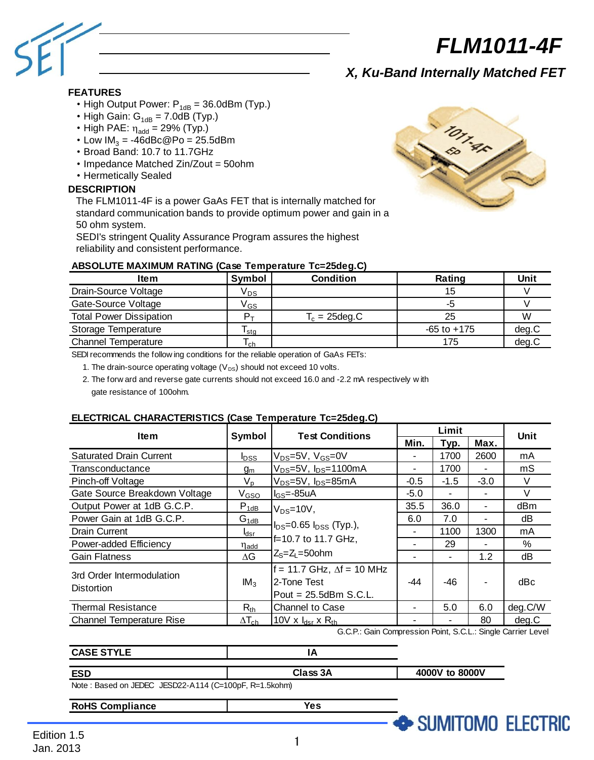# FLM1011-4F

## *X, Ku-Band Internally Matched FET*

### FEATURES

- High Output Power: $P_{1dB}$ = 36.0dBm (Typ.)
- High Gain: $G_{1dB}$ = 7.0dB (Typ.)
- High PAE: $\eta_{add}$ = 29% (Typ.)
- Low $IM_3$ = -46dBc@Po = 25.5dBm
- Broad Band: 10.7 to 11.7GHz
- Impedance Matched Zin/Zout = 50ohm
- Hermetically Sealed

### DESCRIPTION

The FLM1011-4F is a power GaAs FET that is internally matched for standard communication bands to provide optimum power and gain in a 50 ohm system.

SEDI's stringent Quality Assurance Program assures the highest reliability and consistent performance.

### ABSOLUTE MAXIMUM RATING (Case Temperature Tc=25deg.C)

| Item | Symbol | Condition | Rating | Unit |
|---|---|---|---|---|
| Drain-Source Voltage | $V_{DS}$ | | 15 | V |
| Gate-Source Voltage | $V_{GS}$ | | -5 | V |
| Total Power Dissipation | $P_T$ | $T_c$ = 25deg.C | 25 | W |
| Storage Temperature | $T_{stg}$ | | -65 to +175 | deg.C |
| Channel Temperature | $T_{ch}$ | | 175 | deg.C |

SEDI recommends the following conditions for the reliable operation of GaAs FETs:

1. The drain-source operating voltage ($V_{DS}$) should not exceed 10 volts.
2. The forward and reverse gate currents should not exceed 16.0 and -2.2 mA respectively with gate resistance of 100ohm.

### ELECTRICAL CHARACTERISTICS (Case Temperature Tc=25deg.C)

| Item | Symbol | Test Conditions | Limit | | | Unit |
|---|---|---|---|---|---|---|
| | | | Min. | Typ. | Max. | |
| Saturated Drain Current | $I_{DSS}$ | $V_{DS}$=5V, $V_{GS}$=0V | - | 1700 | 2600 | mA |
| Transconductance | $g_m$ | $V_{DS}$=5V, $I_{DS}$=1100mA | - | 1700 | - | mS |
| Pinch-off Voltage | $V_p$ | $V_{DS}$=5V, $I_{DS}$=85mA | -0.5 | -1.5 | -3.0 | V |
| Gate Source Breakdown Voltage | $V_{GSO}$ | $I_{GS}$=-85uA | -5.0 | - | - | V |
| Output Power at 1dB G.C.P. | $P_{1dB}$ | $V_{DS}$=10V, $I_{DS}$=0.65 $I_{DSS}$ (Typ.), f=10.7 to 11.7 GHz, $Z_S$=$Z_L$=50ohm | 35.5 | 36.0 | - | dBm |
| Power Gain at 1dB G.C.P. | $G_{1dB}$ | | 6.0 | 7.0 | - | dB |
| Drain Current | $I_{dsr}$ | | - | 1100 | 1300 | mA |
| Power-added Efficiency | $\eta_{add}$ | | - | 29 | - | % |
| Gain Flatness | $\Delta G$ | | - | - | 1.2 | dB |
| 3rd Order Intermodulation Distortion | $IM_3$ | f = 11.7 GHz, $\Delta$f = 10 MHz 2-Tone Test Pout = 25.5dBm S.C.L. | -44 | -46 | - | dBc |
| Thermal Resistance | $R_{th}$ | Channel to Case | - | 5.0 | 6.0 | deg.C/W |
| Channel Temperature Rise | $\Delta T_{ch}$ | 10V x $I_{dsr}$ x $R_{th}$ | - | - | 80 | deg.C |

G.C.P.: Gain Compression Point, S.C.L.: Single Carrier Level

| CASE STYLE | IA | |
|---|---|---|
| **ESD** | **Class 3A** | **4000V to 8000V** |

Note : Based on JEDEC JESD22-A114 (C=100pF, R=1.5kohm)

| RoHS Compliance | Yes |
|---|---|

Edition 1.5
Jan. 2013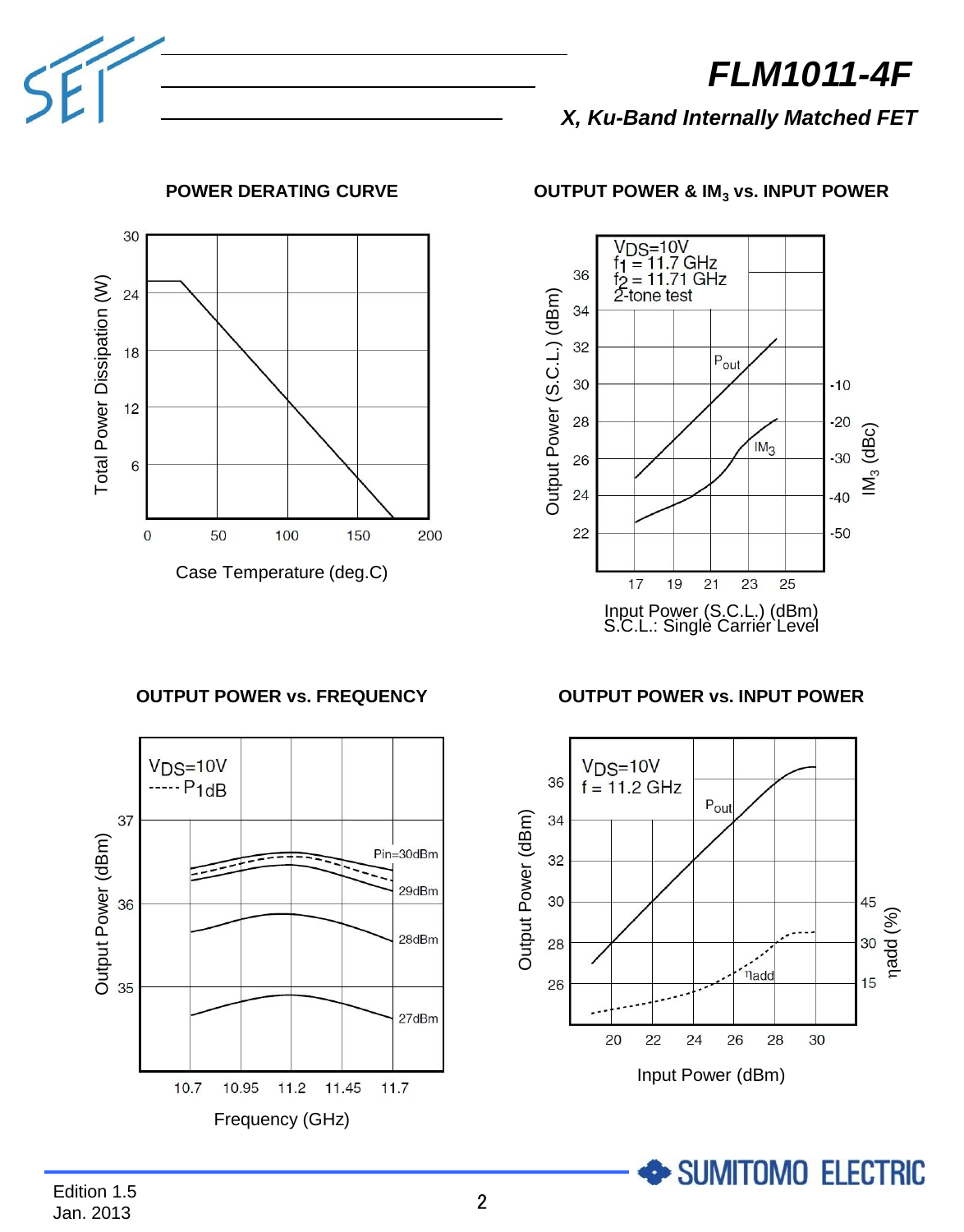# FLM1011-4F

*X, Ku-Band Internally Matched FET*

### POWER DERATING CURVE

Total Power Dissipation (W)

30, 24, 18, 12, 6

0, 50, 100, 150, 200

Case Temperature (deg.C)

### OUTPUT POWER & $IM_3$ vs. INPUT POWER

$V_{DS}$=10V
$f_1$ = 11.7 GHz
$f_2$ = 11.71 GHz
2-tone test

$P_{out}$

$IM_3$

Output Power (S.C.L.) (dBm): 36, 34, 32, 30, 28, 26, 24, 22

$IM_3$ (dBc): -10, -20, -30, -40, -50

17, 19, 21, 23, 25

Input Power (S.C.L.) (dBm)
S.C.L.: Single Carrier Level

### OUTPUT POWER vs. FREQUENCY

$V_{DS}$=10V
----- $P_{1dB}$

Output Power (dBm): 37, 36, 35

Pin=30dBm, 29dBm, 28dBm, 27dBm

10.7, 10.95, 11.2, 11.45, 11.7

Frequency (GHz)

### OUTPUT POWER vs. INPUT POWER

$V_{DS}$=10V
f = 11.2 GHz

$P_{out}$

$\eta_{add}$

Output Power (dBm): 36, 34, 32, 30, 28, 26

$\eta_{add}$ (%): 45, 30, 15

20, 22, 24, 26, 28, 30

Input Power (dBm)

Edition 1.5
Jan. 2013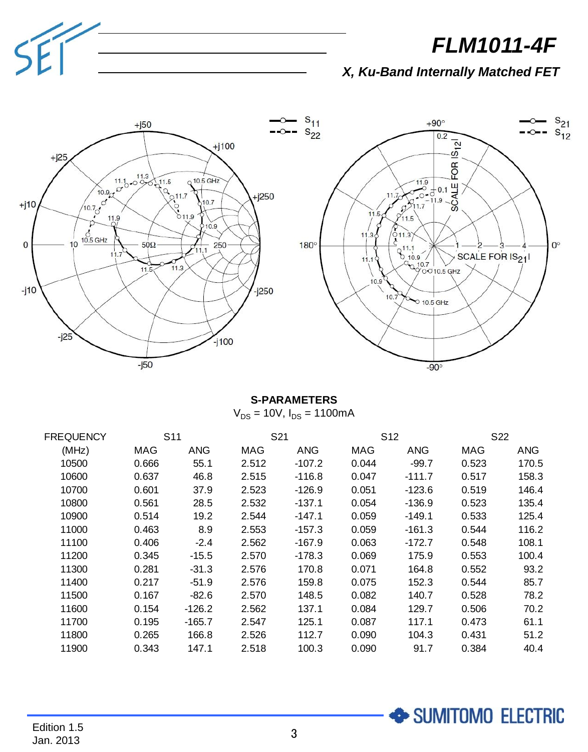# FLM1011-4F

### *X, Ku-Band Internally Matched FET*

**S-PARAMETERS**

$V_{DS}$ = 10V, $I_{DS}$ = 1100mA

| FREQUENCY | S11 | | S21 | | S12 | | S22 | |
|---|---|---|---|---|---|---|---|---|
| (MHz) | MAG | ANG | MAG | ANG | MAG | ANG | MAG | ANG |
| 10500 | 0.666 | 55.1 | 2.512 | -107.2 | 0.044 | -99.7 | 0.523 | 170.5 |
| 10600 | 0.637 | 46.8 | 2.515 | -116.8 | 0.047 | -111.7 | 0.517 | 158.3 |
| 10700 | 0.601 | 37.9 | 2.523 | -126.9 | 0.051 | -123.6 | 0.519 | 146.4 |
| 10800 | 0.561 | 28.5 | 2.532 | -137.1 | 0.054 | -136.9 | 0.523 | 135.4 |
| 10900 | 0.514 | 19.2 | 2.544 | -147.1 | 0.059 | -149.1 | 0.533 | 125.4 |
| 11000 | 0.463 | 8.9 | 2.553 | -157.3 | 0.059 | -161.3 | 0.544 | 116.2 |
| 11100 | 0.406 | -2.4 | 2.562 | -167.9 | 0.063 | -172.7 | 0.548 | 108.1 |
| 11200 | 0.345 | -15.5 | 2.570 | -178.3 | 0.069 | 175.9 | 0.553 | 100.4 |
| 11300 | 0.281 | -31.3 | 2.576 | 170.8 | 0.071 | 164.8 | 0.552 | 93.2 |
| 11400 | 0.217 | -51.9 | 2.576 | 159.8 | 0.075 | 152.3 | 0.544 | 85.7 |
| 11500 | 0.167 | -82.6 | 2.570 | 148.5 | 0.082 | 140.7 | 0.528 | 78.2 |
| 11600 | 0.154 | -126.2 | 2.562 | 137.1 | 0.084 | 129.7 | 0.506 | 70.2 |
| 11700 | 0.195 | -165.7 | 2.547 | 125.1 | 0.087 | 117.1 | 0.473 | 61.1 |
| 11800 | 0.265 | 166.8 | 2.526 | 112.7 | 0.090 | 104.3 | 0.431 | 51.2 |
| 11900 | 0.343 | 147.1 | 2.518 | 100.3 | 0.090 | 91.7 | 0.384 | 40.4 |

Edition 1.5
Jan. 2013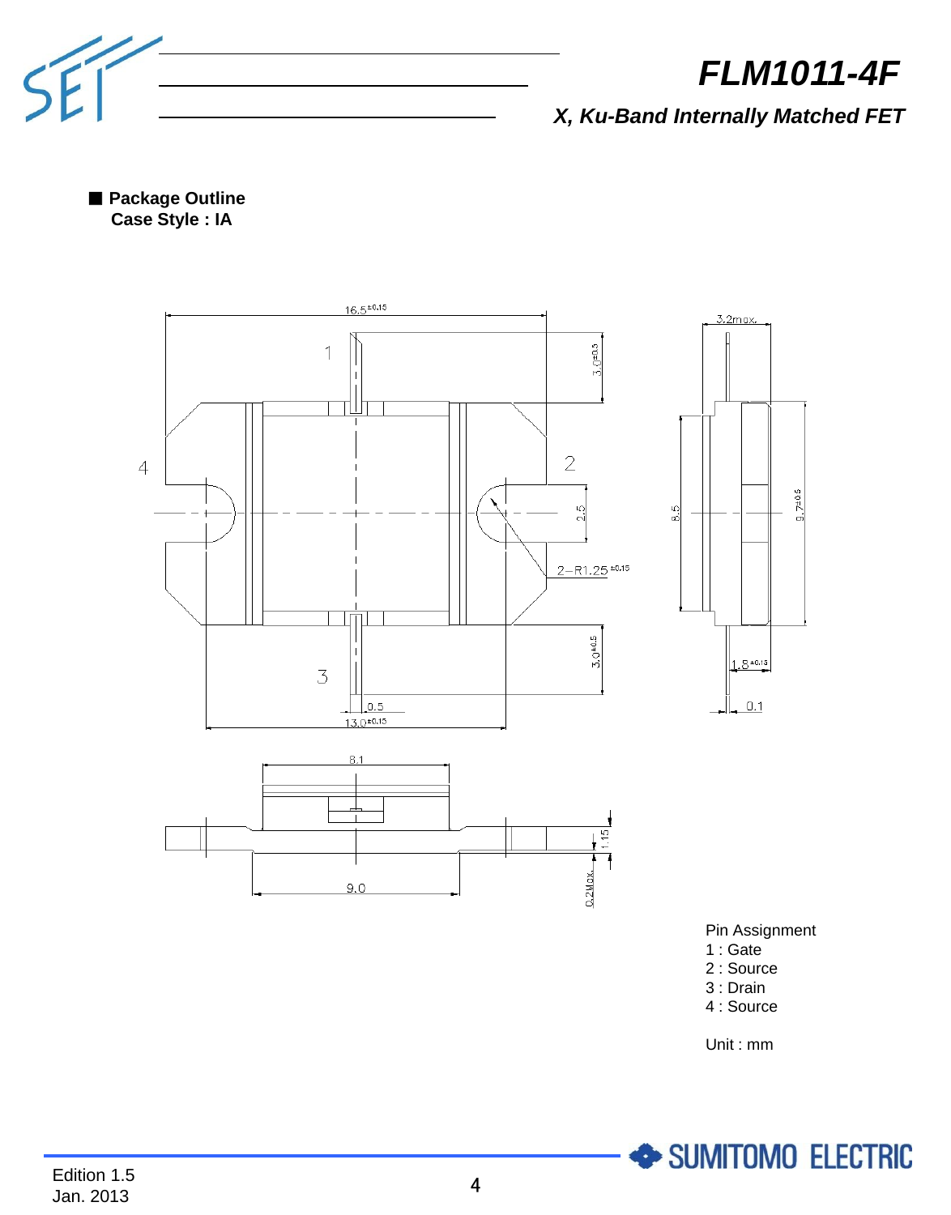# FLM1011-4F

*X, Ku-Band Internally Matched FET*

■ **Package Outline**
**Case Style : IA**

Pin Assignment
1 : Gate
2 : Source
3 : Drain
4 : Source

Unit : mm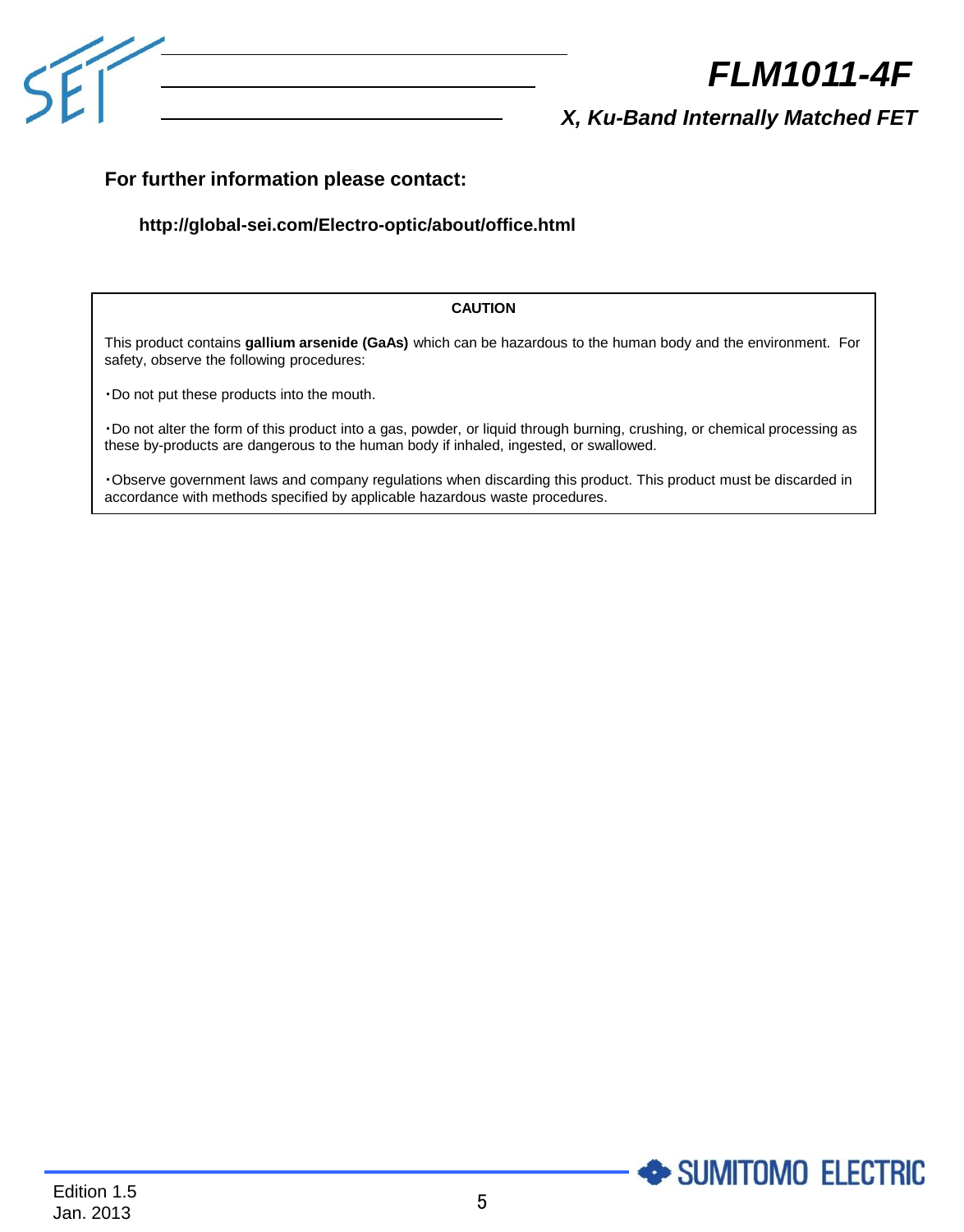**For further information please contact:**

**http://global-sei.com/Electro-optic/about/office.html**

**CAUTION**

This product contains **gallium arsenide (GaAs)** which can be hazardous to the human body and the environment. For safety, observe the following procedures:

・Do not put these products into the mouth.

・Do not alter the form of this product into a gas, powder, or liquid through burning, crushing, or chemical processing as these by-products are dangerous to the human body if inhaled, ingested, or swallowed.

・Observe government laws and company regulations when discarding this product. This product must be discarded in accordance with methods specified by applicable hazardous waste procedures.